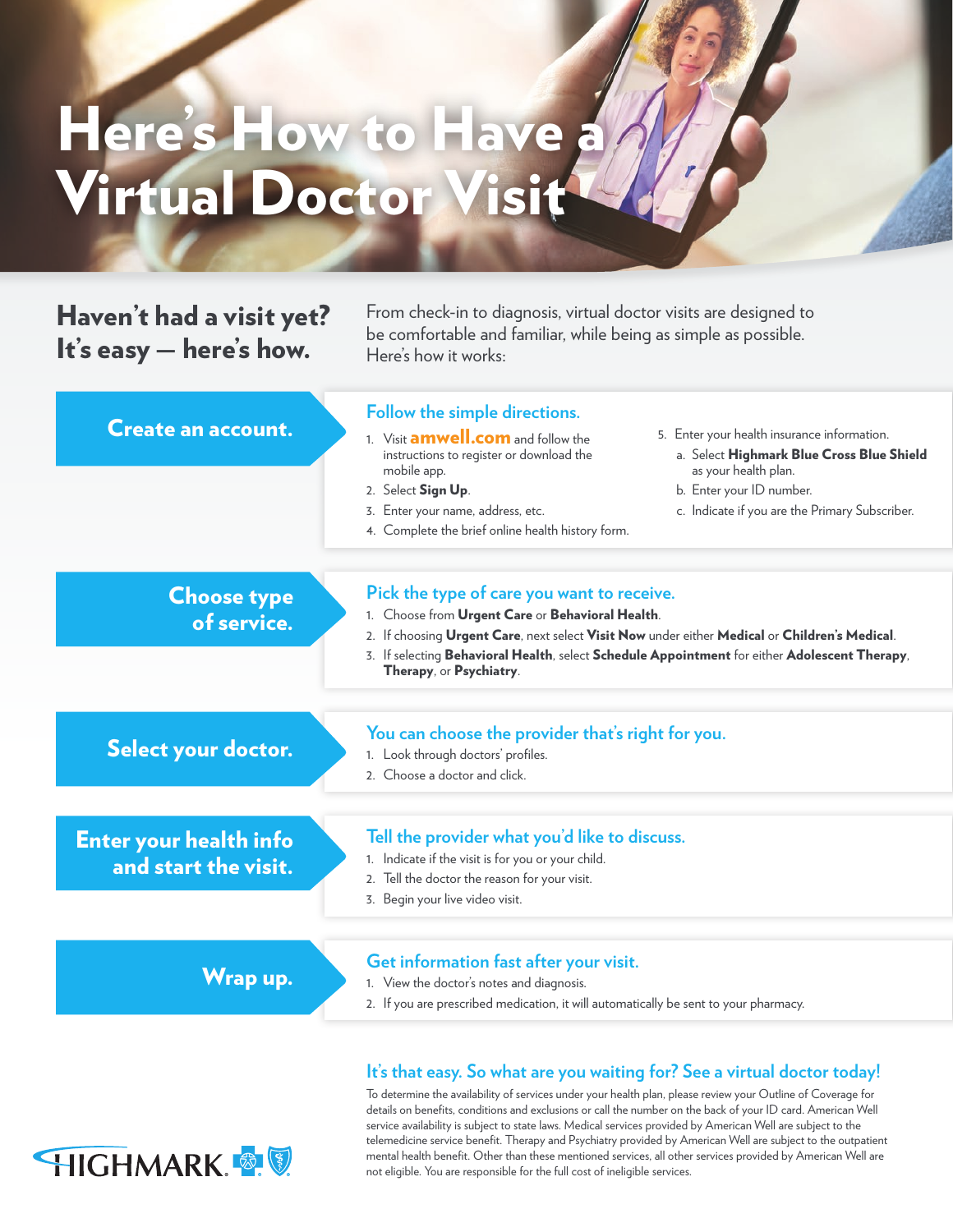# Here's How to Have a Virtual Doctor Visit

## Haven't had a visit yet? It's easy — here's how.

From check-in to diagnosis, virtual doctor visits are designed to be comfortable and familiar, while being as simple as possible. Here's how it works:

### Create an account.

**Follow the simple directions.**

1. Visit **amwell.com** and follow the instructions to register or download the mobile app.
2. Select **Sign Up**.
3. Enter your name, address, etc.
4. Complete the brief online health history form.
5. Enter your health insurance information.
   a. Select **Highmark Blue Cross Blue Shield** as your health plan.
   b. Enter your ID number.
   c. Indicate if you are the Primary Subscriber.

### Choose type of service.

**Pick the type of care you want to receive.**

1. Choose from **Urgent Care** or **Behavioral Health**.
2. If choosing **Urgent Care**, next select **Visit Now** under either **Medical** or **Children's Medical**.
3. If selecting **Behavioral Health**, select **Schedule Appointment** for either **Adolescent Therapy**, **Therapy**, or **Psychiatry**.

### Select your doctor.

**You can choose the provider that's right for you.**

1. Look through doctors' profiles.
2. Choose a doctor and click.

### Enter your health info and start the visit.

**Tell the provider what you'd like to discuss.**

1. Indicate if the visit is for you or your child.
2. Tell the doctor the reason for your visit.
3. Begin your live video visit.

### Wrap up.

**Get information fast after your visit.**

1. View the doctor's notes and diagnosis.
2. If you are prescribed medication, it will automatically be sent to your pharmacy.

## It's that easy. So what are you waiting for? See a virtual doctor today!

To determine the availability of services under your health plan, please review your Outline of Coverage for details on benefits, conditions and exclusions or call the number on the back of your ID card. American Well service availability is subject to state laws. Medical services provided by American Well are subject to the telemedicine service benefit. Therapy and Psychiatry provided by American Well are subject to the outpatient mental health benefit. Other than these mentioned services, all other services provided by American Well are not eligible. You are responsible for the full cost of ineligible services.

HIGHMARK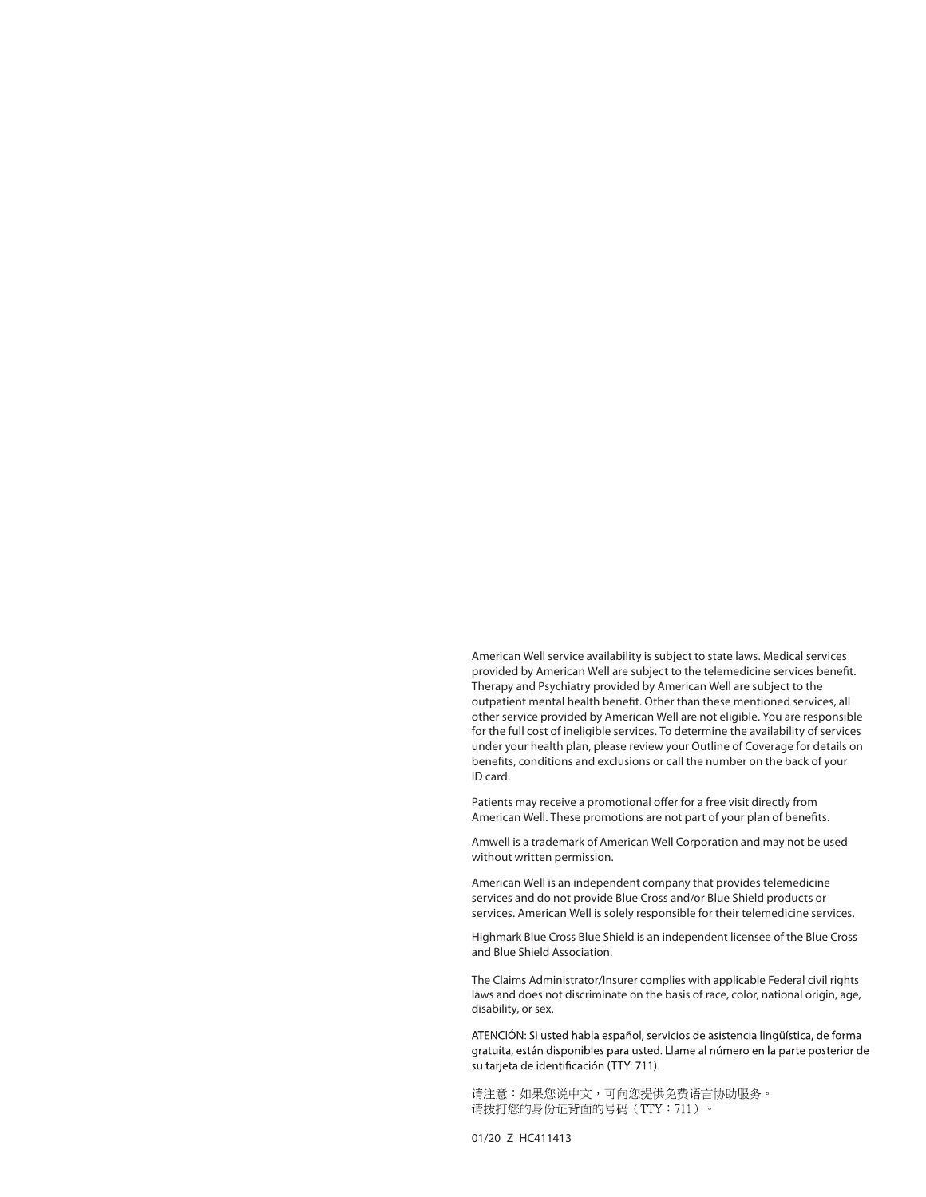American Well service availability is subject to state laws. Medical services provided by American Well are subject to the telemedicine services benefit. Therapy and Psychiatry provided by American Well are subject to the outpatient mental health benefit. Other than these mentioned services, all other service provided by American Well are not eligible. You are responsible for the full cost of ineligible services. To determine the availability of services under your health plan, please review your Outline of Coverage for details on benefits, conditions and exclusions or call the number on the back of your ID card.

Patients may receive a promotional offer for a free visit directly from American Well. These promotions are not part of your plan of benefits.

Amwell is a trademark of American Well Corporation and may not be used without written permission.

American Well is an independent company that provides telemedicine services and do not provide Blue Cross and/or Blue Shield products or services. American Well is solely responsible for their telemedicine services.

Highmark Blue Cross Blue Shield is an independent licensee of the Blue Cross and Blue Shield Association.

The Claims Administrator/Insurer complies with applicable Federal civil rights laws and does not discriminate on the basis of race, color, national origin, age, disability, or sex.

ATENCIÓN: Si usted habla español, servicios de asistencia lingüística, de forma gratuita, están disponibles para usted. Llame al número en la parte posterior de su tarjeta de identificación (TTY: 711).

请注意：如果您说中文，可向您提供免费语言协助服务。
请拨打您的身份证背面的号码（TTY：711）。

01/20 Z HC411413